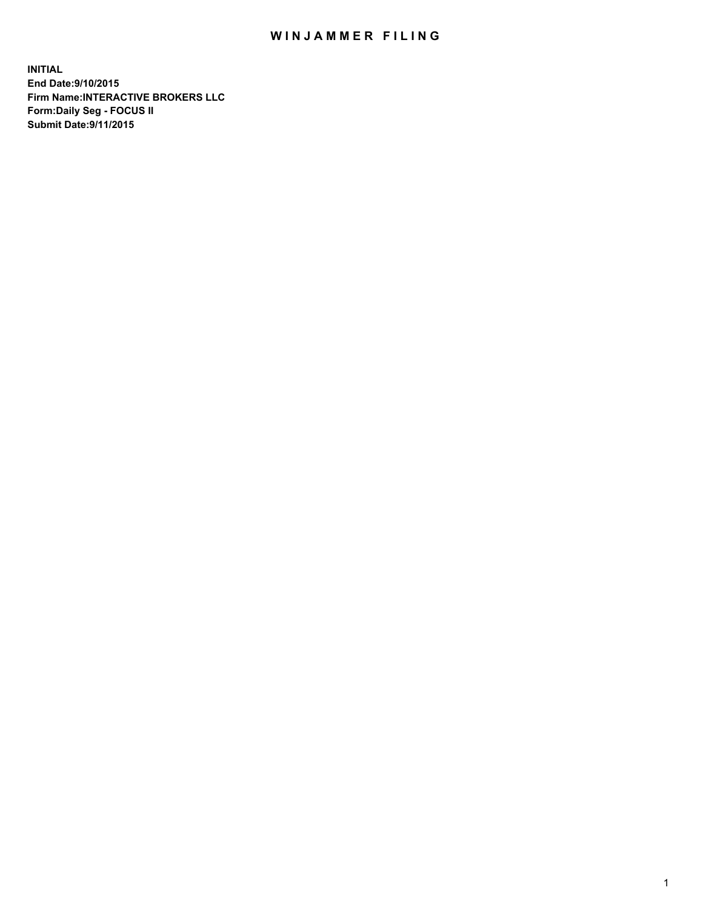# WINJAMMER FILING

**INITIAL**
**End Date:9/10/2015**
**Firm Name:INTERACTIVE BROKERS LLC**
**Form:Daily Seg - FOCUS II**
**Submit Date:9/11/2015**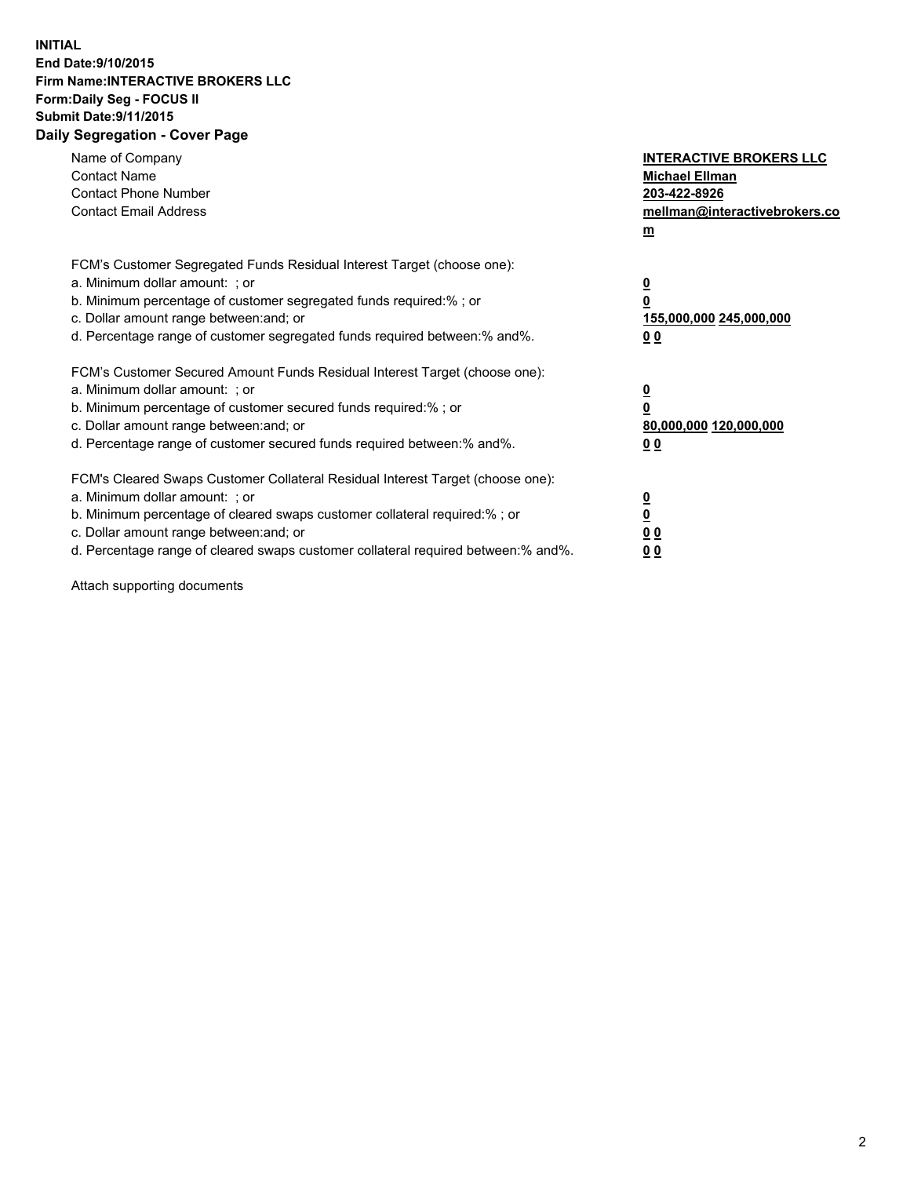**INITIAL**
**End Date:9/10/2015**
**Firm Name:INTERACTIVE BROKERS LLC**
**Form:Daily Seg - FOCUS II**
**Submit Date:9/11/2015**

## Daily Segregation - Cover Page

| | |
|---|---|
| Name of Company | **INTERACTIVE BROKERS LLC** |
| Contact Name | **Michael Ellman** |
| Contact Phone Number | **203-422-8926** |
| Contact Email Address | **mellman@interactivebrokers.com** |

FCM's Customer Segregated Funds Residual Interest Target (choose one):

| | |
|---|---|
| a. Minimum dollar amount: ; or | **0** |
| b. Minimum percentage of customer segregated funds required:% ; or | **0** |
| c. Dollar amount range between:and; or | **155,000,000 245,000,000** |
| d. Percentage range of customer segregated funds required between:% and%. | **0 0** |

FCM's Customer Secured Amount Funds Residual Interest Target (choose one):

| | |
|---|---|
| a. Minimum dollar amount: ; or | **0** |
| b. Minimum percentage of customer secured funds required:% ; or | **0** |
| c. Dollar amount range between:and; or | **80,000,000 120,000,000** |
| d. Percentage range of customer secured funds required between:% and%. | **0 0** |

FCM's Cleared Swaps Customer Collateral Residual Interest Target (choose one):

| | |
|---|---|
| a. Minimum dollar amount: ; or | **0** |
| b. Minimum percentage of cleared swaps customer collateral required:% ; or | **0** |
| c. Dollar amount range between:and; or | **0 0** |
| d. Percentage range of cleared swaps customer collateral required between:% and%. | **0 0** |

Attach supporting documents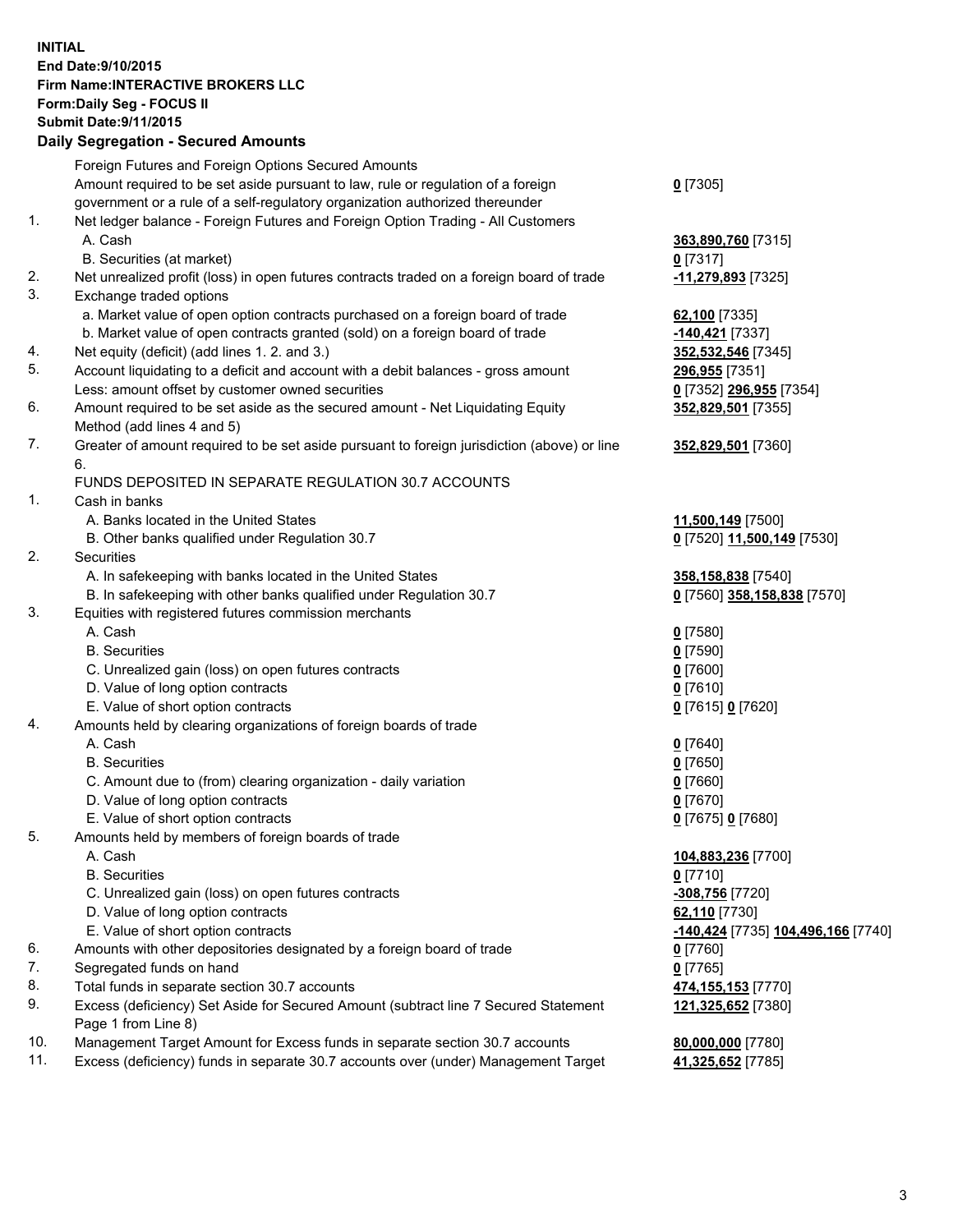**INITIAL**
**End Date:9/10/2015**
**Firm Name:INTERACTIVE BROKERS LLC**
**Form:Daily Seg - FOCUS II**
**Submit Date:9/11/2015**

**Daily Segregation - Secured Amounts**

| | | |
|---|---|---|
| | Foreign Futures and Foreign Options Secured Amounts | |
| | Amount required to be set aside pursuant to law, rule or regulation of a foreign government or a rule of a self-regulatory organization authorized thereunder | **0** [7305] |
| 1. | Net ledger balance - Foreign Futures and Foreign Option Trading - All Customers | |
| | A. Cash | **363,890,760** [7315] |
| | B. Securities (at market) | **0** [7317] |
| 2. | Net unrealized profit (loss) in open futures contracts traded on a foreign board of trade | **-11,279,893** [7325] |
| 3. | Exchange traded options | |
| | a. Market value of open option contracts purchased on a foreign board of trade | **62,100** [7335] |
| | b. Market value of open contracts granted (sold) on a foreign board of trade | **-140,421** [7337] |
| 4. | Net equity (deficit) (add lines 1. 2. and 3.) | **352,532,546** [7345] |
| 5. | Account liquidating to a deficit and account with a debit balances - gross amount | **296,955** [7351] |
| | Less: amount offset by customer owned securities | **0** [7352] **296,955** [7354] |
| 6. | Amount required to be set aside as the secured amount - Net Liquidating Equity Method (add lines 4 and 5) | **352,829,501** [7355] |
| 7. | Greater of amount required to be set aside pursuant to foreign jurisdiction (above) or line 6. | **352,829,501** [7360] |
| | FUNDS DEPOSITED IN SEPARATE REGULATION 30.7 ACCOUNTS | |
| 1. | Cash in banks | |
| | A. Banks located in the United States | **11,500,149** [7500] |
| | B. Other banks qualified under Regulation 30.7 | **0** [7520] **11,500,149** [7530] |
| 2. | Securities | |
| | A. In safekeeping with banks located in the United States | **358,158,838** [7540] |
| | B. In safekeeping with other banks qualified under Regulation 30.7 | **0** [7560] **358,158,838** [7570] |
| 3. | Equities with registered futures commission merchants | |
| | A. Cash | **0** [7580] |
| | B. Securities | **0** [7590] |
| | C. Unrealized gain (loss) on open futures contracts | **0** [7600] |
| | D. Value of long option contracts | **0** [7610] |
| | E. Value of short option contracts | **0** [7615] **0** [7620] |
| 4. | Amounts held by clearing organizations of foreign boards of trade | |
| | A. Cash | **0** [7640] |
| | B. Securities | **0** [7650] |
| | C. Amount due to (from) clearing organization - daily variation | **0** [7660] |
| | D. Value of long option contracts | **0** [7670] |
| | E. Value of short option contracts | **0** [7675] **0** [7680] |
| 5. | Amounts held by members of foreign boards of trade | |
| | A. Cash | **104,883,236** [7700] |
| | B. Securities | **0** [7710] |
| | C. Unrealized gain (loss) on open futures contracts | **-308,756** [7720] |
| | D. Value of long option contracts | **62,110** [7730] |
| | E. Value of short option contracts | **-140,424** [7735] **104,496,166** [7740] |
| 6. | Amounts with other depositories designated by a foreign board of trade | **0** [7760] |
| 7. | Segregated funds on hand | **0** [7765] |
| 8. | Total funds in separate section 30.7 accounts | **474,155,153** [7770] |
| 9. | Excess (deficiency) Set Aside for Secured Amount (subtract line 7 Secured Statement Page 1 from Line 8) | **121,325,652** [7380] |
| 10. | Management Target Amount for Excess funds in separate section 30.7 accounts | **80,000,000** [7780] |
| 11. | Excess (deficiency) funds in separate 30.7 accounts over (under) Management Target | **41,325,652** [7785] |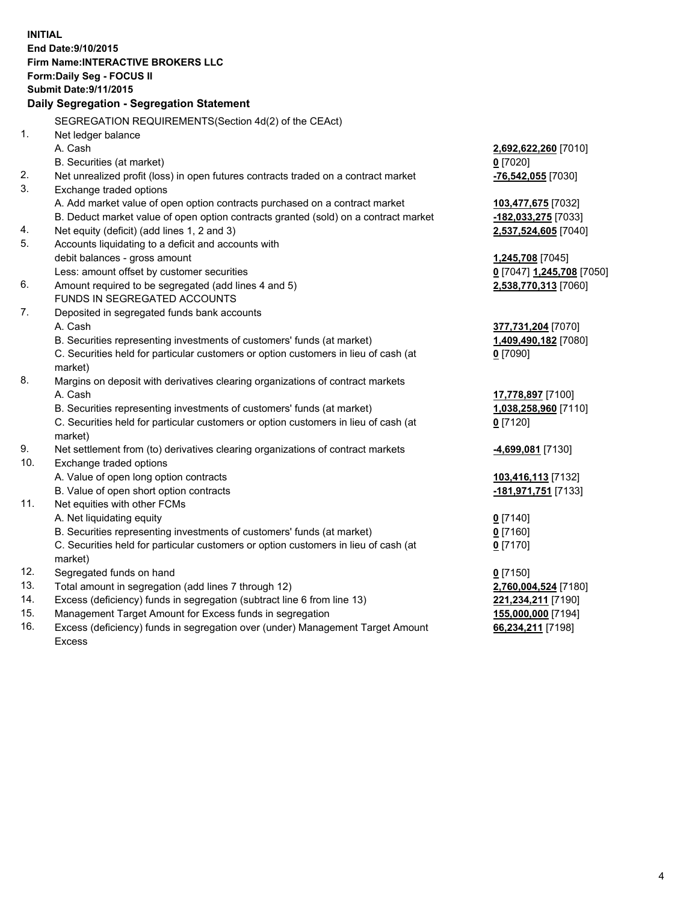**INITIAL**
**End Date:9/10/2015**
**Firm Name:INTERACTIVE BROKERS LLC**
**Form:Daily Seg - FOCUS II**
**Submit Date:9/11/2015**

**Daily Segregation - Segregation Statement**

| | | |
|---|---|---|
| | SEGREGATION REQUIREMENTS(Section 4d(2) of the CEAct) | |
| 1. | Net ledger balance | |
| | A. Cash | **2,692,622,260** [7010] |
| | B. Securities (at market) | **0** [7020] |
| 2. | Net unrealized profit (loss) in open futures contracts traded on a contract market | **-76,542,055** [7030] |
| 3. | Exchange traded options | |
| | A. Add market value of open option contracts purchased on a contract market | **103,477,675** [7032] |
| | B. Deduct market value of open option contracts granted (sold) on a contract market | **-182,033,275** [7033] |
| 4. | Net equity (deficit) (add lines 1, 2 and 3) | **2,537,524,605** [7040] |
| 5. | Accounts liquidating to a deficit and accounts with debit balances - gross amount | **1,245,708** [7045] |
| | Less: amount offset by customer securities | **0** [7047] **1,245,708** [7050] |
| 6. | Amount required to be segregated (add lines 4 and 5) | **2,538,770,313** [7060] |
| | FUNDS IN SEGREGATED ACCOUNTS | |
| 7. | Deposited in segregated funds bank accounts | |
| | A. Cash | **377,731,204** [7070] |
| | B. Securities representing investments of customers' funds (at market) | **1,409,490,182** [7080] |
| | C. Securities held for particular customers or option customers in lieu of cash (at market) | **0** [7090] |
| 8. | Margins on deposit with derivatives clearing organizations of contract markets | |
| | A. Cash | **17,778,897** [7100] |
| | B. Securities representing investments of customers' funds (at market) | **1,038,258,960** [7110] |
| | C. Securities held for particular customers or option customers in lieu of cash (at market) | **0** [7120] |
| 9. | Net settlement from (to) derivatives clearing organizations of contract markets | **-4,699,081** [7130] |
| 10. | Exchange traded options | |
| | A. Value of open long option contracts | **103,416,113** [7132] |
| | B. Value of open short option contracts | **-181,971,751** [7133] |
| 11. | Net equities with other FCMs | |
| | A. Net liquidating equity | **0** [7140] |
| | B. Securities representing investments of customers' funds (at market) | **0** [7160] |
| | C. Securities held for particular customers or option customers in lieu of cash (at market) | **0** [7170] |
| 12. | Segregated funds on hand | **0** [7150] |
| 13. | Total amount in segregation (add lines 7 through 12) | **2,760,004,524** [7180] |
| 14. | Excess (deficiency) funds in segregation (subtract line 6 from line 13) | **221,234,211** [7190] |
| 15. | Management Target Amount for Excess funds in segregation | **155,000,000** [7194] |
| 16. | Excess (deficiency) funds in segregation over (under) Management Target Amount Excess | **66,234,211** [7198] |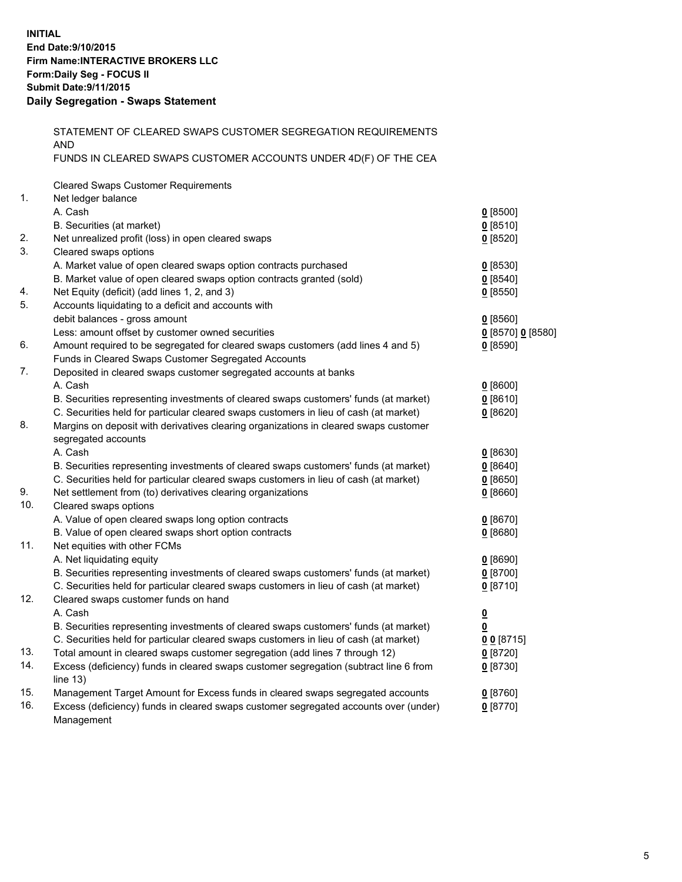**INITIAL**
**End Date:9/10/2015**
**Firm Name:INTERACTIVE BROKERS LLC**
**Form:Daily Seg - FOCUS II**
**Submit Date:9/11/2015**
**Daily Segregation - Swaps Statement**

STATEMENT OF CLEARED SWAPS CUSTOMER SEGREGATION REQUIREMENTS AND FUNDS IN CLEARED SWAPS CUSTOMER ACCOUNTS UNDER 4D(F) OF THE CEA

| | | |
|---|---|---|
| | Cleared Swaps Customer Requirements | |
| 1. | Net ledger balance | |
| | A. Cash | 0 [8500] |
| | B. Securities (at market) | 0 [8510] |
| 2. | Net unrealized profit (loss) in open cleared swaps | 0 [8520] |
| 3. | Cleared swaps options | |
| | A. Market value of open cleared swaps option contracts purchased | 0 [8530] |
| | B. Market value of open cleared swaps option contracts granted (sold) | 0 [8540] |
| 4. | Net Equity (deficit) (add lines 1, 2, and 3) | 0 [8550] |
| 5. | Accounts liquidating to a deficit and accounts with debit balances - gross amount | 0 [8560] |
| | Less: amount offset by customer owned securities | 0 [8570] 0 [8580] |
| 6. | Amount required to be segregated for cleared swaps customers (add lines 4 and 5) | 0 [8590] |
| | Funds in Cleared Swaps Customer Segregated Accounts | |
| 7. | Deposited in cleared swaps customer segregated accounts at banks | |
| | A. Cash | 0 [8600] |
| | B. Securities representing investments of cleared swaps customers' funds (at market) | 0 [8610] |
| | C. Securities held for particular cleared swaps customers in lieu of cash (at market) | 0 [8620] |
| 8. | Margins on deposit with derivatives clearing organizations in cleared swaps customer segregated accounts | |
| | A. Cash | 0 [8630] |
| | B. Securities representing investments of cleared swaps customers' funds (at market) | 0 [8640] |
| | C. Securities held for particular cleared swaps customers in lieu of cash (at market) | 0 [8650] |
| 9. | Net settlement from (to) derivatives clearing organizations | 0 [8660] |
| 10. | Cleared swaps options | |
| | A. Value of open cleared swaps long option contracts | 0 [8670] |
| | B. Value of open cleared swaps short option contracts | 0 [8680] |
| 11. | Net equities with other FCMs | |
| | A. Net liquidating equity | 0 [8690] |
| | B. Securities representing investments of cleared swaps customers' funds (at market) | 0 [8700] |
| | C. Securities held for particular cleared swaps customers in lieu of cash (at market) | 0 [8710] |
| 12. | Cleared swaps customer funds on hand | |
| | A. Cash | 0 |
| | B. Securities representing investments of cleared swaps customers' funds (at market) | 0 |
| | C. Securities held for particular cleared swaps customers in lieu of cash (at market) | 0 0 [8715] |
| 13. | Total amount in cleared swaps customer segregation (add lines 7 through 12) | 0 [8720] |
| 14. | Excess (deficiency) funds in cleared swaps customer segregation (subtract line 6 from line 13) | 0 [8730] |
| 15. | Management Target Amount for Excess funds in cleared swaps segregated accounts | 0 [8760] |
| 16. | Excess (deficiency) funds in cleared swaps customer segregated accounts over (under) Management | 0 [8770] |